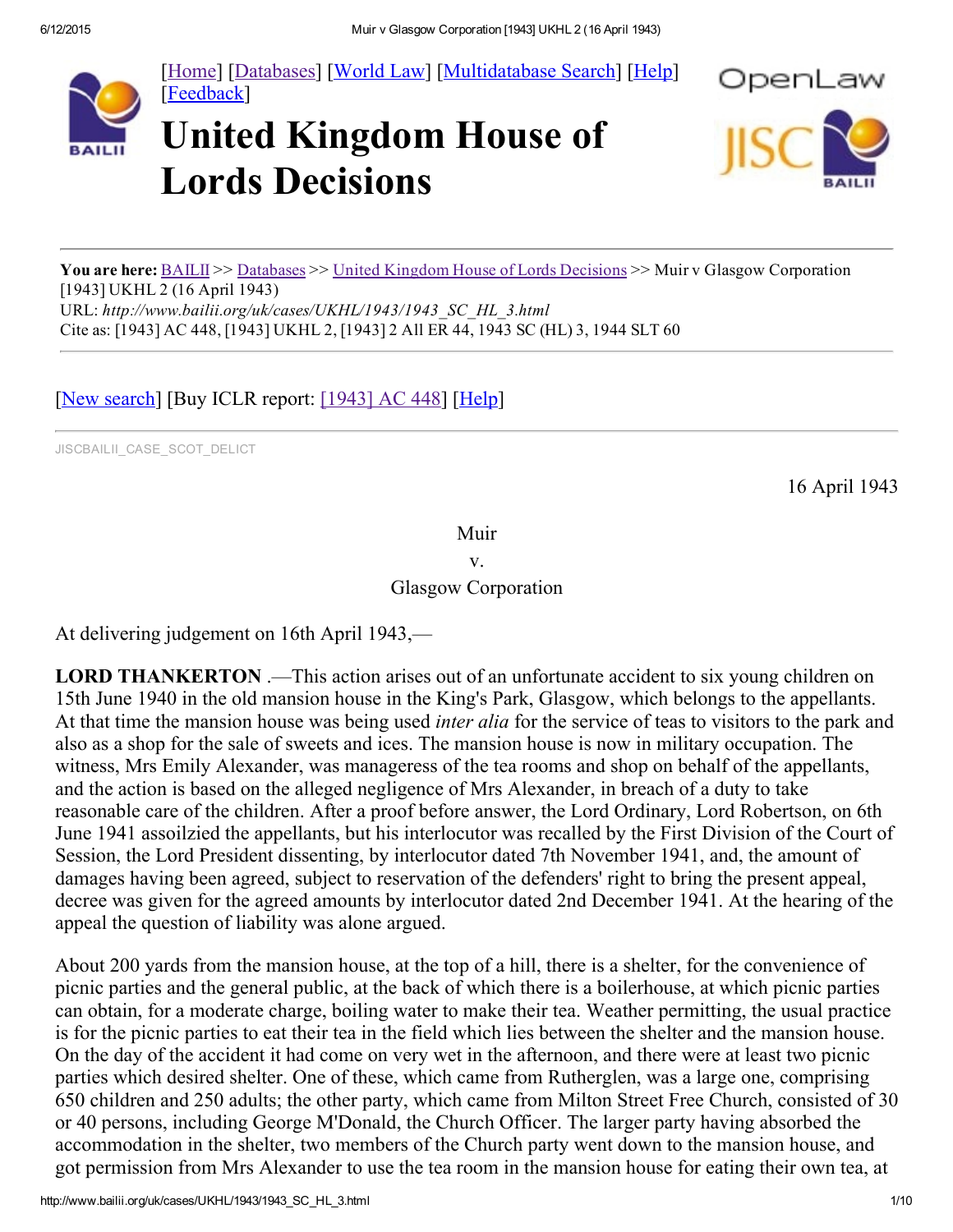[[Home](http://www.bailii.org/)] [[Databases](http://www.bailii.org/databases.html)] [[World Law](http://www.worldlii.org/)] [[Multidatabase Search](http://www.bailii.org/form/search_multidatabase.html)] [[Help](http://www.bailii.org/bailii/help/)] [[Feedback](http://www.bailii.org/bailii/feedback.html)]

# United Kingdom House of Lords Decisions

**You are here:** [BAILII](http://www.bailii.org/) >> [Databases](http://www.bailii.org/databases.html) >> [United Kingdom House of Lords Decisions](http://www.bailii.org/uk/cases/UKHL/) >> Muir v Glasgow Corporation [1943] UKHL 2 (16 April 1943)
URL: *http://www.bailii.org/uk/cases/UKHL/1943/1943_SC_HL_3.html*
Cite as: [1943] AC 448, [1943] UKHL 2, [1943] 2 All ER 44, 1943 SC (HL) 3, 1944 SLT 60

[[New search](http://www.bailii.org/form/search_cases.html)] [Buy ICLR report: [[1943] AC 448](http://www.bailii.org/)] [[Help](http://www.bailii.org/bailii/help/)]

JISCBAILII_CASE_SCOT_DELICT

16 April 1943

Muir
v.
Glasgow Corporation

At delivering judgement on 16th April 1943,—

**LORD THANKERTON** .—This action arises out of an unfortunate accident to six young children on 15th June 1940 in the old mansion house in the King's Park, Glasgow, which belongs to the appellants. At that time the mansion house was being used *inter alia* for the service of teas to visitors to the park and also as a shop for the sale of sweets and ices. The mansion house is now in military occupation. The witness, Mrs Emily Alexander, was manageress of the tea rooms and shop on behalf of the appellants, and the action is based on the alleged negligence of Mrs Alexander, in breach of a duty to take reasonable care of the children. After a proof before answer, the Lord Ordinary, Lord Robertson, on 6th June 1941 assoilzied the appellants, but his interlocutor was recalled by the First Division of the Court of Session, the Lord President dissenting, by interlocutor dated 7th November 1941, and, the amount of damages having been agreed, subject to reservation of the defenders' right to bring the present appeal, decree was given for the agreed amounts by interlocutor dated 2nd December 1941. At the hearing of the appeal the question of liability was alone argued.

About 200 yards from the mansion house, at the top of a hill, there is a shelter, for the convenience of picnic parties and the general public, at the back of which there is a boilerhouse, at which picnic parties can obtain, for a moderate charge, boiling water to make their tea. Weather permitting, the usual practice is for the picnic parties to eat their tea in the field which lies between the shelter and the mansion house. On the day of the accident it had come on very wet in the afternoon, and there were at least two picnic parties which desired shelter. One of these, which came from Rutherglen, was a large one, comprising 650 children and 250 adults; the other party, which came from Milton Street Free Church, consisted of 30 or 40 persons, including George M'Donald, the Church Officer. The larger party having absorbed the accommodation in the shelter, two members of the Church party went down to the mansion house, and got permission from Mrs Alexander to use the tea room in the mansion house for eating their own tea, at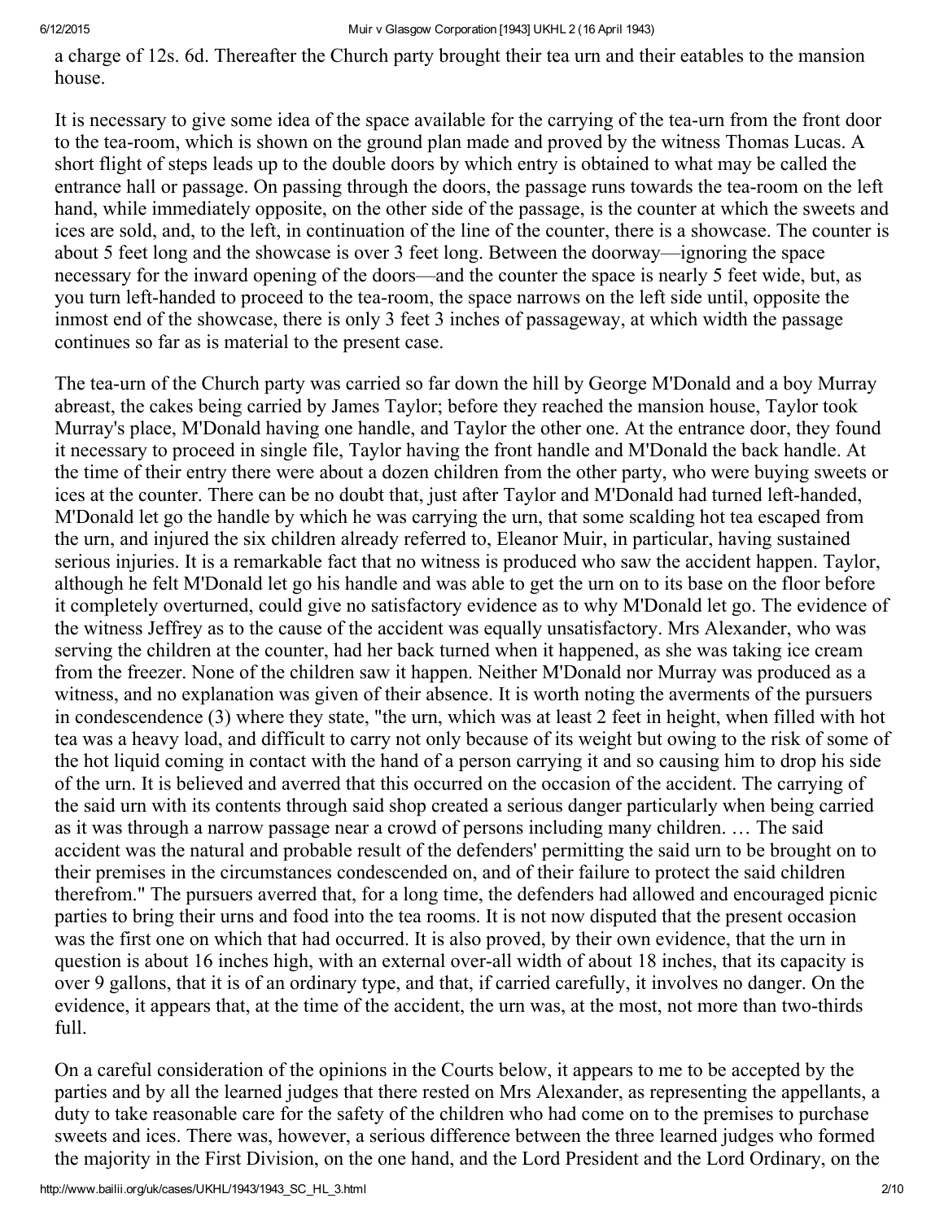a charge of 12s. 6d. Thereafter the Church party brought their tea urn and their eatables to the mansion house.

It is necessary to give some idea of the space available for the carrying of the tea-urn from the front door to the tea-room, which is shown on the ground plan made and proved by the witness Thomas Lucas. A short flight of steps leads up to the double doors by which entry is obtained to what may be called the entrance hall or passage. On passing through the doors, the passage runs towards the tea-room on the left hand, while immediately opposite, on the other side of the passage, is the counter at which the sweets and ices are sold, and, to the left, in continuation of the line of the counter, there is a showcase. The counter is about 5 feet long and the showcase is over 3 feet long. Between the doorway—ignoring the space necessary for the inward opening of the doors—and the counter the space is nearly 5 feet wide, but, as you turn left-handed to proceed to the tea-room, the space narrows on the left side until, opposite the inmost end of the showcase, there is only 3 feet 3 inches of passageway, at which width the passage continues so far as is material to the present case.

The tea-urn of the Church party was carried so far down the hill by George M'Donald and a boy Murray abreast, the cakes being carried by James Taylor; before they reached the mansion house, Taylor took Murray's place, M'Donald having one handle, and Taylor the other one. At the entrance door, they found it necessary to proceed in single file, Taylor having the front handle and M'Donald the back handle. At the time of their entry there were about a dozen children from the other party, who were buying sweets or ices at the counter. There can be no doubt that, just after Taylor and M'Donald had turned left-handed, M'Donald let go the handle by which he was carrying the urn, that some scalding hot tea escaped from the urn, and injured the six children already referred to, Eleanor Muir, in particular, having sustained serious injuries. It is a remarkable fact that no witness is produced who saw the accident happen. Taylor, although he felt M'Donald let go his handle and was able to get the urn on to its base on the floor before it completely overturned, could give no satisfactory evidence as to why M'Donald let go. The evidence of the witness Jeffrey as to the cause of the accident was equally unsatisfactory. Mrs Alexander, who was serving the children at the counter, had her back turned when it happened, as she was taking ice cream from the freezer. None of the children saw it happen. Neither M'Donald nor Murray was produced as a witness, and no explanation was given of their absence. It is worth noting the averments of the pursuers in condescendence (3) where they state, "the urn, which was at least 2 feet in height, when filled with hot tea was a heavy load, and difficult to carry not only because of its weight but owing to the risk of some of the hot liquid coming in contact with the hand of a person carrying it and so causing him to drop his side of the urn. It is believed and averred that this occurred on the occasion of the accident. The carrying of the said urn with its contents through said shop created a serious danger particularly when being carried as it was through a narrow passage near a crowd of persons including many children. … The said accident was the natural and probable result of the defenders' permitting the said urn to be brought on to their premises in the circumstances condescended on, and of their failure to protect the said children therefrom." The pursuers averred that, for a long time, the defenders had allowed and encouraged picnic parties to bring their urns and food into the tea rooms. It is not now disputed that the present occasion was the first one on which that had occurred. It is also proved, by their own evidence, that the urn in question is about 16 inches high, with an external over-all width of about 18 inches, that its capacity is over 9 gallons, that it is of an ordinary type, and that, if carried carefully, it involves no danger. On the evidence, it appears that, at the time of the accident, the urn was, at the most, not more than two-thirds full.

On a careful consideration of the opinions in the Courts below, it appears to me to be accepted by the parties and by all the learned judges that there rested on Mrs Alexander, as representing the appellants, a duty to take reasonable care for the safety of the children who had come on to the premises to purchase sweets and ices. There was, however, a serious difference between the three learned judges who formed the majority in the First Division, on the one hand, and the Lord President and the Lord Ordinary, on the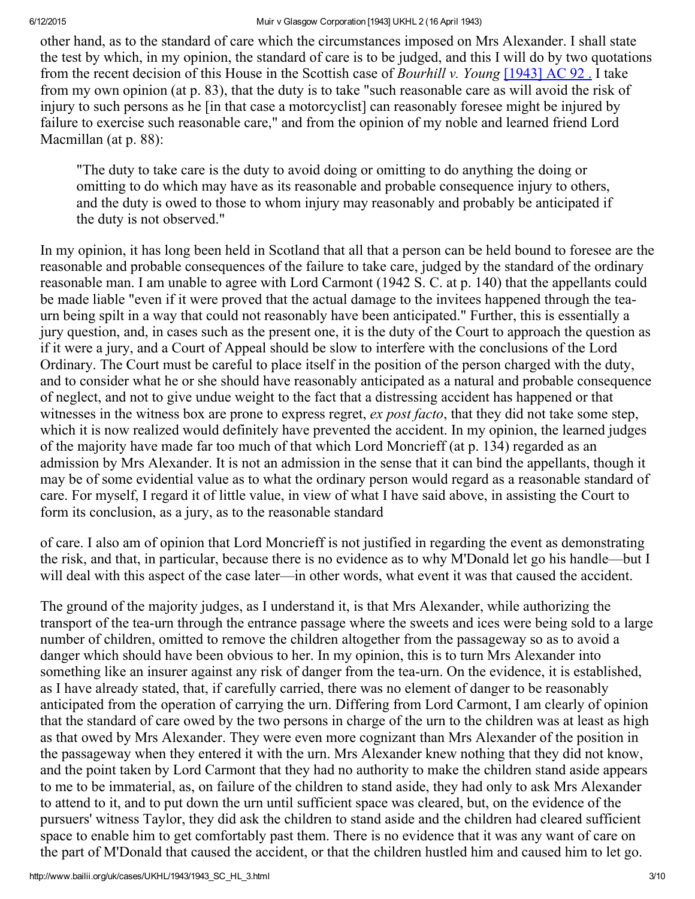other hand, as to the standard of care which the circumstances imposed on Mrs Alexander. I shall state the test by which, in my opinion, the standard of care is to be judged, and this I will do by two quotations from the recent decision of this House in the Scottish case of *Bourhill v. Young* [1943] AC 92 . I take from my own opinion (at p. 83), that the duty is to take "such reasonable care as will avoid the risk of injury to such persons as he [in that case a motorcyclist] can reasonably foresee might be injured by failure to exercise such reasonable care," and from the opinion of my noble and learned friend Lord Macmillan (at p. 88):

> "The duty to take care is the duty to avoid doing or omitting to do anything the doing or omitting to do which may have as its reasonable and probable consequence injury to others, and the duty is owed to those to whom injury may reasonably and probably be anticipated if the duty is not observed."

In my opinion, it has long been held in Scotland that all that a person can be held bound to foresee are the reasonable and probable consequences of the failure to take care, judged by the standard of the ordinary reasonable man. I am unable to agree with Lord Carmont (1942 S. C. at p. 140) that the appellants could be made liable "even if it were proved that the actual damage to the invitees happened through the tea-urn being spilt in a way that could not reasonably have been anticipated." Further, this is essentially a jury question, and, in cases such as the present one, it is the duty of the Court to approach the question as if it were a jury, and a Court of Appeal should be slow to interfere with the conclusions of the Lord Ordinary. The Court must be careful to place itself in the position of the person charged with the duty, and to consider what he or she should have reasonably anticipated as a natural and probable consequence of neglect, and not to give undue weight to the fact that a distressing accident has happened or that witnesses in the witness box are prone to express regret, *ex post facto*, that they did not take some step, which it is now realized would definitely have prevented the accident. In my opinion, the learned judges of the majority have made far too much of that which Lord Moncrieff (at p. 134) regarded as an admission by Mrs Alexander. It is not an admission in the sense that it can bind the appellants, though it may be of some evidential value as to what the ordinary person would regard as a reasonable standard of care. For myself, I regard it of little value, in view of what I have said above, in assisting the Court to form its conclusion, as a jury, as to the reasonable standard of care. I also am of opinion that Lord Moncrieff is not justified in regarding the event as demonstrating the risk, and that, in particular, because there is no evidence as to why M'Donald let go his handle—but I will deal with this aspect of the case later—in other words, what event it was that caused the accident.

The ground of the majority judges, as I understand it, is that Mrs Alexander, while authorizing the transport of the tea-urn through the entrance passage where the sweets and ices were being sold to a large number of children, omitted to remove the children altogether from the passageway so as to avoid a danger which should have been obvious to her. In my opinion, this is to turn Mrs Alexander into something like an insurer against any risk of danger from the tea-urn. On the evidence, it is established, as I have already stated, that, if carefully carried, there was no element of danger to be reasonably anticipated from the operation of carrying the urn. Differing from Lord Carmont, I am clearly of opinion that the standard of care owed by the two persons in charge of the urn to the children was at least as high as that owed by Mrs Alexander. They were even more cognizant than Mrs Alexander of the position in the passageway when they entered it with the urn. Mrs Alexander knew nothing that they did not know, and the point taken by Lord Carmont that they had no authority to make the children stand aside appears to me to be immaterial, as, on failure of the children to stand aside, they had only to ask Mrs Alexander to attend to it, and to put down the urn until sufficient space was cleared, but, on the evidence of the pursuers' witness Taylor, they did ask the children to stand aside and the children had cleared sufficient space to enable him to get comfortably past them. There is no evidence that it was any want of care on the part of M'Donald that caused the accident, or that the children hustled him and caused him to let go.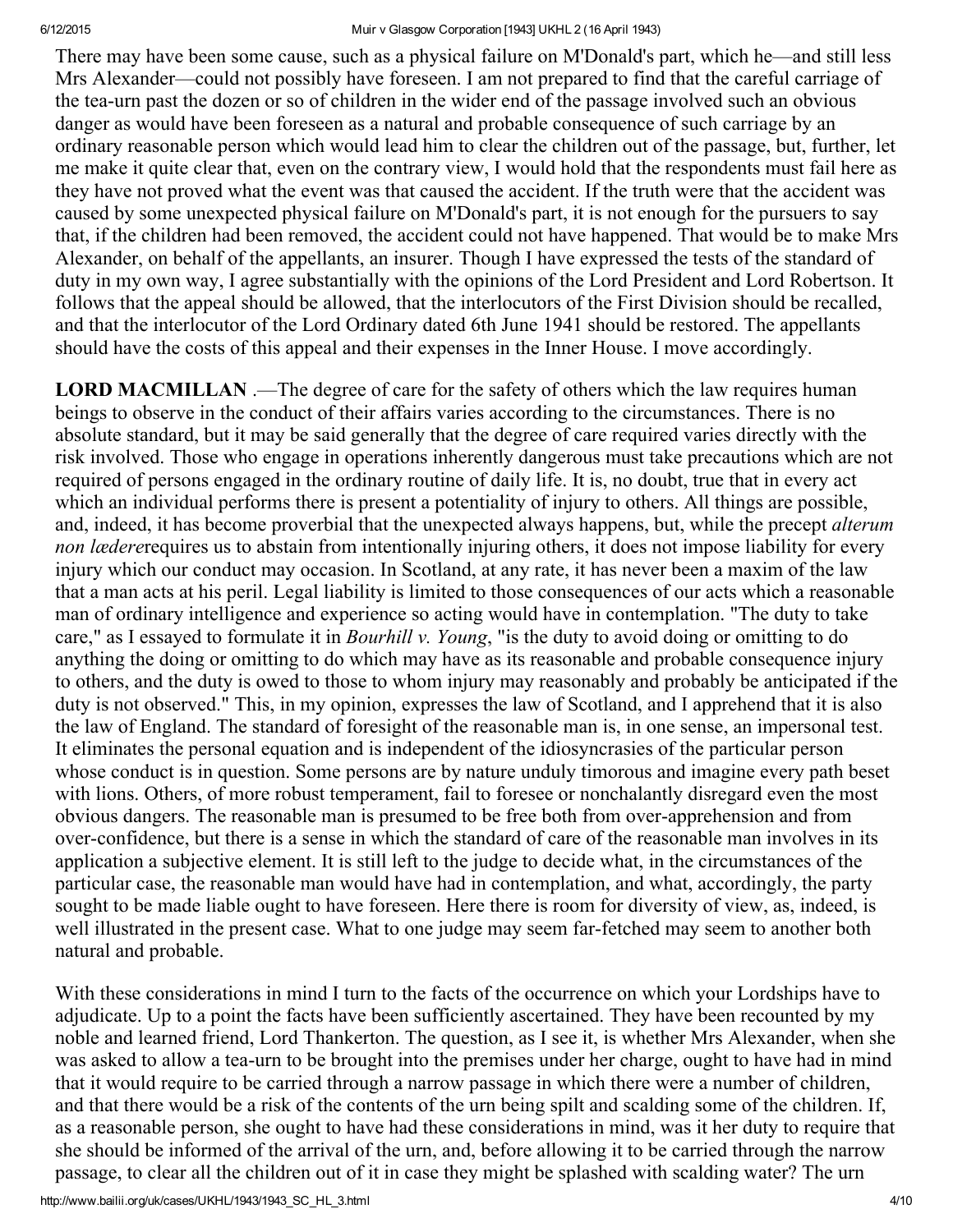There may have been some cause, such as a physical failure on M'Donald's part, which he—and still less Mrs Alexander—could not possibly have foreseen. I am not prepared to find that the careful carriage of the tea-urn past the dozen or so of children in the wider end of the passage involved such an obvious danger as would have been foreseen as a natural and probable consequence of such carriage by an ordinary reasonable person which would lead him to clear the children out of the passage, but, further, let me make it quite clear that, even on the contrary view, I would hold that the respondents must fail here as they have not proved what the event was that caused the accident. If the truth were that the accident was caused by some unexpected physical failure on M'Donald's part, it is not enough for the pursuers to say that, if the children had been removed, the accident could not have happened. That would be to make Mrs Alexander, on behalf of the appellants, an insurer. Though I have expressed the tests of the standard of duty in my own way, I agree substantially with the opinions of the Lord President and Lord Robertson. It follows that the appeal should be allowed, that the interlocutors of the First Division should be recalled, and that the interlocutor of the Lord Ordinary dated 6th June 1941 should be restored. The appellants should have the costs of this appeal and their expenses in the Inner House. I move accordingly.

**LORD MACMILLAN** .—The degree of care for the safety of others which the law requires human beings to observe in the conduct of their affairs varies according to the circumstances. There is no absolute standard, but it may be said generally that the degree of care required varies directly with the risk involved. Those who engage in operations inherently dangerous must take precautions which are not required of persons engaged in the ordinary routine of daily life. It is, no doubt, true that in every act which an individual performs there is present a potentiality of injury to others. All things are possible, and, indeed, it has become proverbial that the unexpected always happens, but, while the precept *alterum non lædere*requires us to abstain from intentionally injuring others, it does not impose liability for every injury which our conduct may occasion. In Scotland, at any rate, it has never been a maxim of the law that a man acts at his peril. Legal liability is limited to those consequences of our acts which a reasonable man of ordinary intelligence and experience so acting would have in contemplation. "The duty to take care," as I essayed to formulate it in *Bourhill v. Young*, "is the duty to avoid doing or omitting to do anything the doing or omitting to do which may have as its reasonable and probable consequence injury to others, and the duty is owed to those to whom injury may reasonably and probably be anticipated if the duty is not observed." This, in my opinion, expresses the law of Scotland, and I apprehend that it is also the law of England. The standard of foresight of the reasonable man is, in one sense, an impersonal test. It eliminates the personal equation and is independent of the idiosyncrasies of the particular person whose conduct is in question. Some persons are by nature unduly timorous and imagine every path beset with lions. Others, of more robust temperament, fail to foresee or nonchalantly disregard even the most obvious dangers. The reasonable man is presumed to be free both from over-apprehension and from over-confidence, but there is a sense in which the standard of care of the reasonable man involves in its application a subjective element. It is still left to the judge to decide what, in the circumstances of the particular case, the reasonable man would have had in contemplation, and what, accordingly, the party sought to be made liable ought to have foreseen. Here there is room for diversity of view, as, indeed, is well illustrated in the present case. What to one judge may seem far-fetched may seem to another both natural and probable.

With these considerations in mind I turn to the facts of the occurrence on which your Lordships have to adjudicate. Up to a point the facts have been sufficiently ascertained. They have been recounted by my noble and learned friend, Lord Thankerton. The question, as I see it, is whether Mrs Alexander, when she was asked to allow a tea-urn to be brought into the premises under her charge, ought to have had in mind that it would require to be carried through a narrow passage in which there were a number of children, and that there would be a risk of the contents of the urn being spilt and scalding some of the children. If, as a reasonable person, she ought to have had these considerations in mind, was it her duty to require that she should be informed of the arrival of the urn, and, before allowing it to be carried through the narrow passage, to clear all the children out of it in case they might be splashed with scalding water? The urn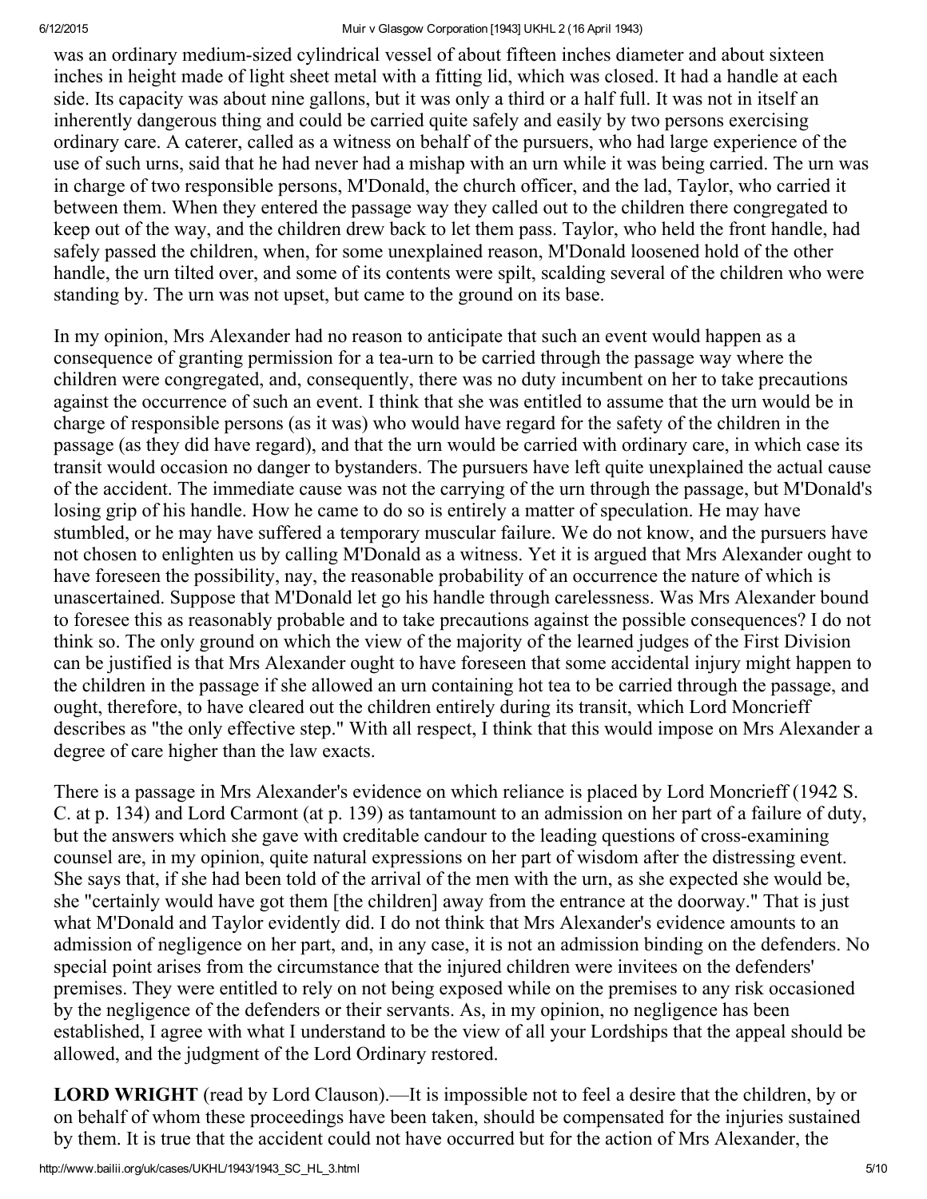was an ordinary medium-sized cylindrical vessel of about fifteen inches diameter and about sixteen inches in height made of light sheet metal with a fitting lid, which was closed. It had a handle at each side. Its capacity was about nine gallons, but it was only a third or a half full. It was not in itself an inherently dangerous thing and could be carried quite safely and easily by two persons exercising ordinary care. A caterer, called as a witness on behalf of the pursuers, who had large experience of the use of such urns, said that he had never had a mishap with an urn while it was being carried. The urn was in charge of two responsible persons, M'Donald, the church officer, and the lad, Taylor, who carried it between them. When they entered the passage way they called out to the children there congregated to keep out of the way, and the children drew back to let them pass. Taylor, who held the front handle, had safely passed the children, when, for some unexplained reason, M'Donald loosened hold of the other handle, the urn tilted over, and some of its contents were spilt, scalding several of the children who were standing by. The urn was not upset, but came to the ground on its base.

In my opinion, Mrs Alexander had no reason to anticipate that such an event would happen as a consequence of granting permission for a tea-urn to be carried through the passage way where the children were congregated, and, consequently, there was no duty incumbent on her to take precautions against the occurrence of such an event. I think that she was entitled to assume that the urn would be in charge of responsible persons (as it was) who would have regard for the safety of the children in the passage (as they did have regard), and that the urn would be carried with ordinary care, in which case its transit would occasion no danger to bystanders. The pursuers have left quite unexplained the actual cause of the accident. The immediate cause was not the carrying of the urn through the passage, but M'Donald's losing grip of his handle. How he came to do so is entirely a matter of speculation. He may have stumbled, or he may have suffered a temporary muscular failure. We do not know, and the pursuers have not chosen to enlighten us by calling M'Donald as a witness. Yet it is argued that Mrs Alexander ought to have foreseen the possibility, nay, the reasonable probability of an occurrence the nature of which is unascertained. Suppose that M'Donald let go his handle through carelessness. Was Mrs Alexander bound to foresee this as reasonably probable and to take precautions against the possible consequences? I do not think so. The only ground on which the view of the majority of the learned judges of the First Division can be justified is that Mrs Alexander ought to have foreseen that some accidental injury might happen to the children in the passage if she allowed an urn containing hot tea to be carried through the passage, and ought, therefore, to have cleared out the children entirely during its transit, which Lord Moncrieff describes as "the only effective step." With all respect, I think that this would impose on Mrs Alexander a degree of care higher than the law exacts.

There is a passage in Mrs Alexander's evidence on which reliance is placed by Lord Moncrieff (1942 S. C. at p. 134) and Lord Carmont (at p. 139) as tantamount to an admission on her part of a failure of duty, but the answers which she gave with creditable candour to the leading questions of cross-examining counsel are, in my opinion, quite natural expressions on her part of wisdom after the distressing event. She says that, if she had been told of the arrival of the men with the urn, as she expected she would be, she "certainly would have got them [the children] away from the entrance at the doorway." That is just what M'Donald and Taylor evidently did. I do not think that Mrs Alexander's evidence amounts to an admission of negligence on her part, and, in any case, it is not an admission binding on the defenders. No special point arises from the circumstance that the injured children were invitees on the defenders' premises. They were entitled to rely on not being exposed while on the premises to any risk occasioned by the negligence of the defenders or their servants. As, in my opinion, no negligence has been established, I agree with what I understand to be the view of all your Lordships that the appeal should be allowed, and the judgment of the Lord Ordinary restored.

**LORD WRIGHT** (read by Lord Clauson).—It is impossible not to feel a desire that the children, by or on behalf of whom these proceedings have been taken, should be compensated for the injuries sustained by them. It is true that the accident could not have occurred but for the action of Mrs Alexander, the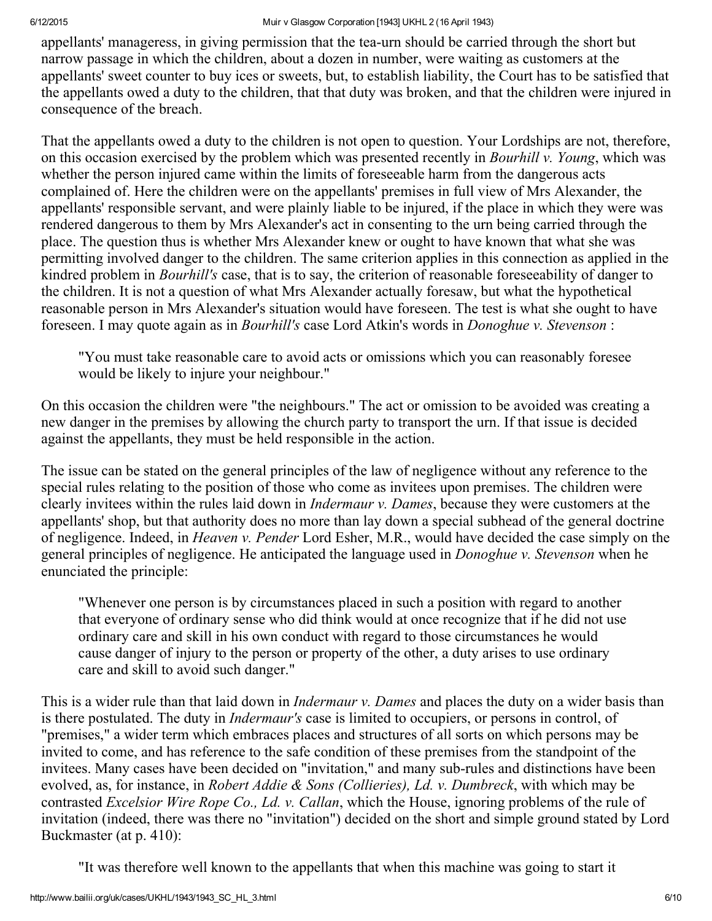appellants' manageress, in giving permission that the tea-urn should be carried through the short but narrow passage in which the children, about a dozen in number, were waiting as customers at the appellants' sweet counter to buy ices or sweets, but, to establish liability, the Court has to be satisfied that the appellants owed a duty to the children, that that duty was broken, and that the children were injured in consequence of the breach.

That the appellants owed a duty to the children is not open to question. Your Lordships are not, therefore, on this occasion exercised by the problem which was presented recently in *Bourhill v. Young*, which was whether the person injured came within the limits of foreseeable harm from the dangerous acts complained of. Here the children were on the appellants' premises in full view of Mrs Alexander, the appellants' responsible servant, and were plainly liable to be injured, if the place in which they were was rendered dangerous to them by Mrs Alexander's act in consenting to the urn being carried through the place. The question thus is whether Mrs Alexander knew or ought to have known that what she was permitting involved danger to the children. The same criterion applies in this connection as applied in the kindred problem in *Bourhill's* case, that is to say, the criterion of reasonable foreseeability of danger to the children. It is not a question of what Mrs Alexander actually foresaw, but what the hypothetical reasonable person in Mrs Alexander's situation would have foreseen. The test is what she ought to have foreseen. I may quote again as in *Bourhill's* case Lord Atkin's words in *Donoghue v. Stevenson* :

> "You must take reasonable care to avoid acts or omissions which you can reasonably foresee would be likely to injure your neighbour."

On this occasion the children were "the neighbours." The act or omission to be avoided was creating a new danger in the premises by allowing the church party to transport the urn. If that issue is decided against the appellants, they must be held responsible in the action.

The issue can be stated on the general principles of the law of negligence without any reference to the special rules relating to the position of those who come as invitees upon premises. The children were clearly invitees within the rules laid down in *Indermaur v. Dames*, because they were customers at the appellants' shop, but that authority does no more than lay down a special subhead of the general doctrine of negligence. Indeed, in *Heaven v. Pender* Lord Esher, M.R., would have decided the case simply on the general principles of negligence. He anticipated the language used in *Donoghue v. Stevenson* when he enunciated the principle:

> "Whenever one person is by circumstances placed in such a position with regard to another that everyone of ordinary sense who did think would at once recognize that if he did not use ordinary care and skill in his own conduct with regard to those circumstances he would cause danger of injury to the person or property of the other, a duty arises to use ordinary care and skill to avoid such danger."

This is a wider rule than that laid down in *Indermaur v. Dames* and places the duty on a wider basis than is there postulated. The duty in *Indermaur's* case is limited to occupiers, or persons in control, of "premises," a wider term which embraces places and structures of all sorts on which persons may be invited to come, and has reference to the safe condition of these premises from the standpoint of the invitees. Many cases have been decided on "invitation," and many sub-rules and distinctions have been evolved, as, for instance, in *Robert Addie & Sons (Collieries), Ld. v. Dumbreck*, with which may be contrasted *Excelsior Wire Rope Co., Ld. v. Callan*, which the House, ignoring problems of the rule of invitation (indeed, there was there no "invitation") decided on the short and simple ground stated by Lord Buckmaster (at p. 410):

> "It was therefore well known to the appellants that when this machine was going to start it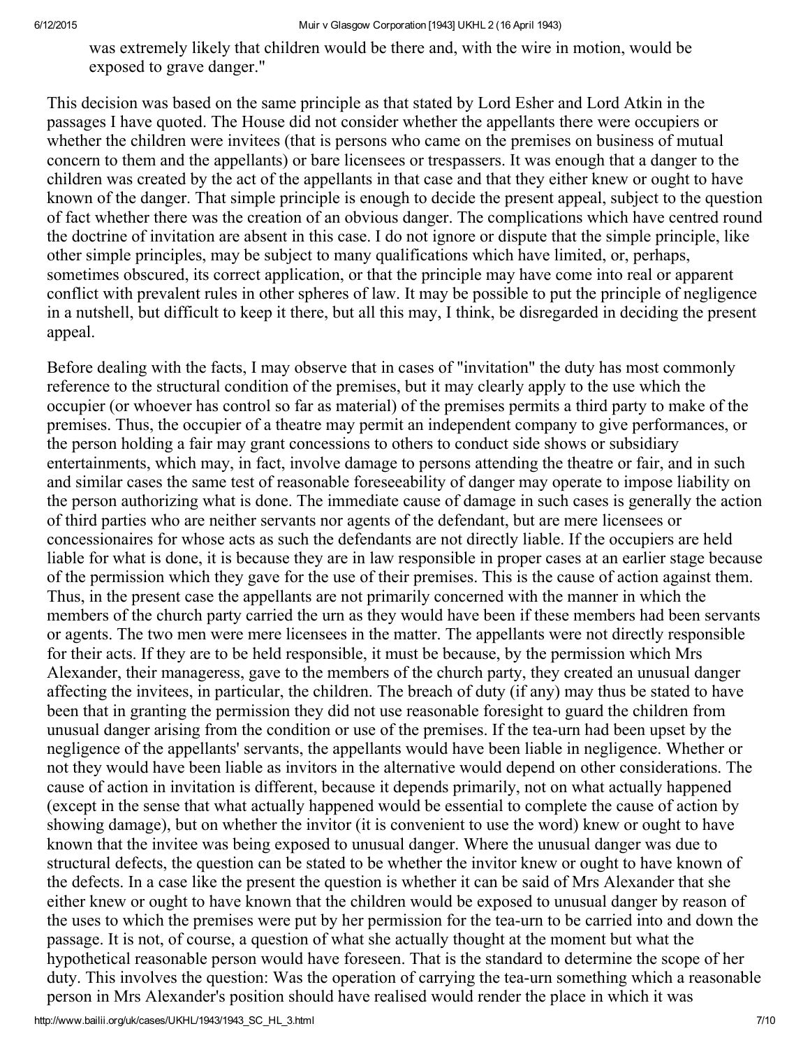was extremely likely that children would be there and, with the wire in motion, would be exposed to grave danger."

This decision was based on the same principle as that stated by Lord Esher and Lord Atkin in the passages I have quoted. The House did not consider whether the appellants there were occupiers or whether the children were invitees (that is persons who came on the premises on business of mutual concern to them and the appellants) or bare licensees or trespassers. It was enough that a danger to the children was created by the act of the appellants in that case and that they either knew or ought to have known of the danger. That simple principle is enough to decide the present appeal, subject to the question of fact whether there was the creation of an obvious danger. The complications which have centred round the doctrine of invitation are absent in this case. I do not ignore or dispute that the simple principle, like other simple principles, may be subject to many qualifications which have limited, or, perhaps, sometimes obscured, its correct application, or that the principle may have come into real or apparent conflict with prevalent rules in other spheres of law. It may be possible to put the principle of negligence in a nutshell, but difficult to keep it there, but all this may, I think, be disregarded in deciding the present appeal.

Before dealing with the facts, I may observe that in cases of "invitation" the duty has most commonly reference to the structural condition of the premises, but it may clearly apply to the use which the occupier (or whoever has control so far as material) of the premises permits a third party to make of the premises. Thus, the occupier of a theatre may permit an independent company to give performances, or the person holding a fair may grant concessions to others to conduct side shows or subsidiary entertainments, which may, in fact, involve damage to persons attending the theatre or fair, and in such and similar cases the same test of reasonable foreseeability of danger may operate to impose liability on the person authorizing what is done. The immediate cause of damage in such cases is generally the action of third parties who are neither servants nor agents of the defendant, but are mere licensees or concessionaires for whose acts as such the defendants are not directly liable. If the occupiers are held liable for what is done, it is because they are in law responsible in proper cases at an earlier stage because of the permission which they gave for the use of their premises. This is the cause of action against them. Thus, in the present case the appellants are not primarily concerned with the manner in which the members of the church party carried the urn as they would have been if these members had been servants or agents. The two men were mere licensees in the matter. The appellants were not directly responsible for their acts. If they are to be held responsible, it must be because, by the permission which Mrs Alexander, their manageress, gave to the members of the church party, they created an unusual danger affecting the invitees, in particular, the children. The breach of duty (if any) may thus be stated to have been that in granting the permission they did not use reasonable foresight to guard the children from unusual danger arising from the condition or use of the premises. If the tea-urn had been upset by the negligence of the appellants' servants, the appellants would have been liable in negligence. Whether or not they would have been liable as invitors in the alternative would depend on other considerations. The cause of action in invitation is different, because it depends primarily, not on what actually happened (except in the sense that what actually happened would be essential to complete the cause of action by showing damage), but on whether the invitor (it is convenient to use the word) knew or ought to have known that the invitee was being exposed to unusual danger. Where the unusual danger was due to structural defects, the question can be stated to be whether the invitor knew or ought to have known of the defects. In a case like the present the question is whether it can be said of Mrs Alexander that she either knew or ought to have known that the children would be exposed to unusual danger by reason of the uses to which the premises were put by her permission for the tea-urn to be carried into and down the passage. It is not, of course, a question of what she actually thought at the moment but what the hypothetical reasonable person would have foreseen. That is the standard to determine the scope of her duty. This involves the question: Was the operation of carrying the tea-urn something which a reasonable person in Mrs Alexander's position should have realised would render the place in which it was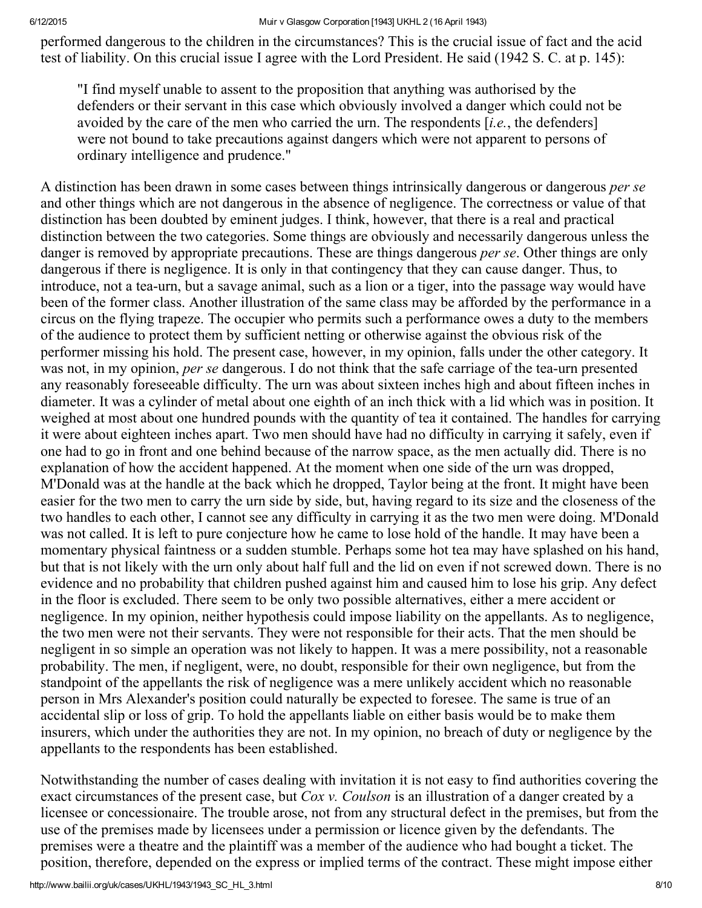performed dangerous to the children in the circumstances? This is the crucial issue of fact and the acid test of liability. On this crucial issue I agree with the Lord President. He said (1942 S. C. at p. 145):

> "I find myself unable to assent to the proposition that anything was authorised by the defenders or their servant in this case which obviously involved a danger which could not be avoided by the care of the men who carried the urn. The respondents [*i.e.*, the defenders] were not bound to take precautions against dangers which were not apparent to persons of ordinary intelligence and prudence."

A distinction has been drawn in some cases between things intrinsically dangerous or dangerous *per se* and other things which are not dangerous in the absence of negligence. The correctness or value of that distinction has been doubted by eminent judges. I think, however, that there is a real and practical distinction between the two categories. Some things are obviously and necessarily dangerous unless the danger is removed by appropriate precautions. These are things dangerous *per se*. Other things are only dangerous if there is negligence. It is only in that contingency that they can cause danger. Thus, to introduce, not a tea-urn, but a savage animal, such as a lion or a tiger, into the passage way would have been of the former class. Another illustration of the same class may be afforded by the performance in a circus on the flying trapeze. The occupier who permits such a performance owes a duty to the members of the audience to protect them by sufficient netting or otherwise against the obvious risk of the performer missing his hold. The present case, however, in my opinion, falls under the other category. It was not, in my opinion, *per se* dangerous. I do not think that the safe carriage of the tea-urn presented any reasonably foreseeable difficulty. The urn was about sixteen inches high and about fifteen inches in diameter. It was a cylinder of metal about one eighth of an inch thick with a lid which was in position. It weighed at most about one hundred pounds with the quantity of tea it contained. The handles for carrying it were about eighteen inches apart. Two men should have had no difficulty in carrying it safely, even if one had to go in front and one behind because of the narrow space, as the men actually did. There is no explanation of how the accident happened. At the moment when one side of the urn was dropped, M'Donald was at the handle at the back which he dropped, Taylor being at the front. It might have been easier for the two men to carry the urn side by side, but, having regard to its size and the closeness of the two handles to each other, I cannot see any difficulty in carrying it as the two men were doing. M'Donald was not called. It is left to pure conjecture how he came to lose hold of the handle. It may have been a momentary physical faintness or a sudden stumble. Perhaps some hot tea may have splashed on his hand, but that is not likely with the urn only about half full and the lid on even if not screwed down. There is no evidence and no probability that children pushed against him and caused him to lose his grip. Any defect in the floor is excluded. There seem to be only two possible alternatives, either a mere accident or negligence. In my opinion, neither hypothesis could impose liability on the appellants. As to negligence, the two men were not their servants. They were not responsible for their acts. That the men should be negligent in so simple an operation was not likely to happen. It was a mere possibility, not a reasonable probability. The men, if negligent, were, no doubt, responsible for their own negligence, but from the standpoint of the appellants the risk of negligence was a mere unlikely accident which no reasonable person in Mrs Alexander's position could naturally be expected to foresee. The same is true of an accidental slip or loss of grip. To hold the appellants liable on either basis would be to make them insurers, which under the authorities they are not. In my opinion, no breach of duty or negligence by the appellants to the respondents has been established.

Notwithstanding the number of cases dealing with invitation it is not easy to find authorities covering the exact circumstances of the present case, but *Cox v. Coulson* is an illustration of a danger created by a licensee or concessionaire. The trouble arose, not from any structural defect in the premises, but from the use of the premises made by licensees under a permission or licence given by the defendants. The premises were a theatre and the plaintiff was a member of the audience who had bought a ticket. The position, therefore, depended on the express or implied terms of the contract. These might impose either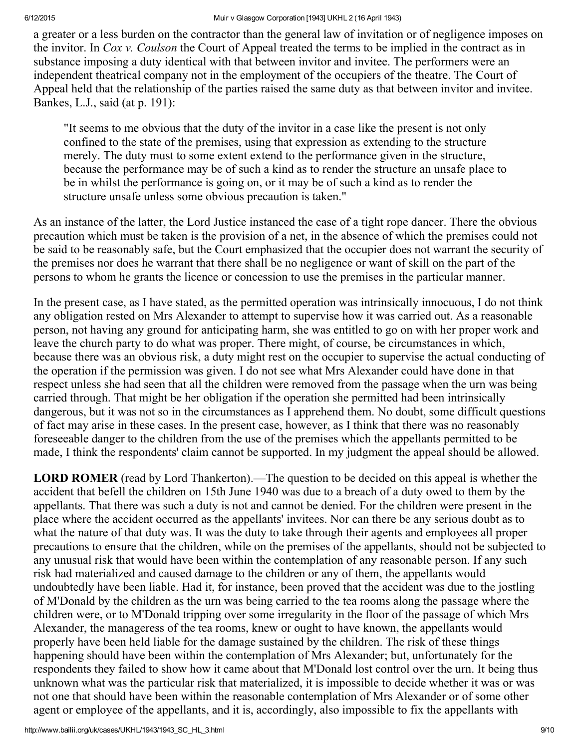a greater or a less burden on the contractor than the general law of invitation or of negligence imposes on the invitor. In *Cox v. Coulson* the Court of Appeal treated the terms to be implied in the contract as in substance imposing a duty identical with that between invitor and invitee. The performers were an independent theatrical company not in the employment of the occupiers of the theatre. The Court of Appeal held that the relationship of the parties raised the same duty as that between invitor and invitee. Bankes, L.J., said (at p. 191):

> "It seems to me obvious that the duty of the invitor in a case like the present is not only confined to the state of the premises, using that expression as extending to the structure merely. The duty must to some extent extend to the performance given in the structure, because the performance may be of such a kind as to render the structure an unsafe place to be in whilst the performance is going on, or it may be of such a kind as to render the structure unsafe unless some obvious precaution is taken."

As an instance of the latter, the Lord Justice instanced the case of a tight rope dancer. There the obvious precaution which must be taken is the provision of a net, in the absence of which the premises could not be said to be reasonably safe, but the Court emphasized that the occupier does not warrant the security of the premises nor does he warrant that there shall be no negligence or want of skill on the part of the persons to whom he grants the licence or concession to use the premises in the particular manner.

In the present case, as I have stated, as the permitted operation was intrinsically innocuous, I do not think any obligation rested on Mrs Alexander to attempt to supervise how it was carried out. As a reasonable person, not having any ground for anticipating harm, she was entitled to go on with her proper work and leave the church party to do what was proper. There might, of course, be circumstances in which, because there was an obvious risk, a duty might rest on the occupier to supervise the actual conducting of the operation if the permission was given. I do not see what Mrs Alexander could have done in that respect unless she had seen that all the children were removed from the passage when the urn was being carried through. That might be her obligation if the operation she permitted had been intrinsically dangerous, but it was not so in the circumstances as I apprehend them. No doubt, some difficult questions of fact may arise in these cases. In the present case, however, as I think that there was no reasonably foreseeable danger to the children from the use of the premises which the appellants permitted to be made, I think the respondents' claim cannot be supported. In my judgment the appeal should be allowed.

**LORD ROMER** (read by Lord Thankerton).—The question to be decided on this appeal is whether the accident that befell the children on 15th June 1940 was due to a breach of a duty owed to them by the appellants. That there was such a duty is not and cannot be denied. For the children were present in the place where the accident occurred as the appellants' invitees. Nor can there be any serious doubt as to what the nature of that duty was. It was the duty to take through their agents and employees all proper precautions to ensure that the children, while on the premises of the appellants, should not be subjected to any unusual risk that would have been within the contemplation of any reasonable person. If any such risk had materialized and caused damage to the children or any of them, the appellants would undoubtedly have been liable. Had it, for instance, been proved that the accident was due to the jostling of M'Donald by the children as the urn was being carried to the tea rooms along the passage where the children were, or to M'Donald tripping over some irregularity in the floor of the passage of which Mrs Alexander, the manageress of the tea rooms, knew or ought to have known, the appellants would properly have been held liable for the damage sustained by the children. The risk of these things happening should have been within the contemplation of Mrs Alexander; but, unfortunately for the respondents they failed to show how it came about that M'Donald lost control over the urn. It being thus unknown what was the particular risk that materialized, it is impossible to decide whether it was or was not one that should have been within the reasonable contemplation of Mrs Alexander or of some other agent or employee of the appellants, and it is, accordingly, also impossible to fix the appellants with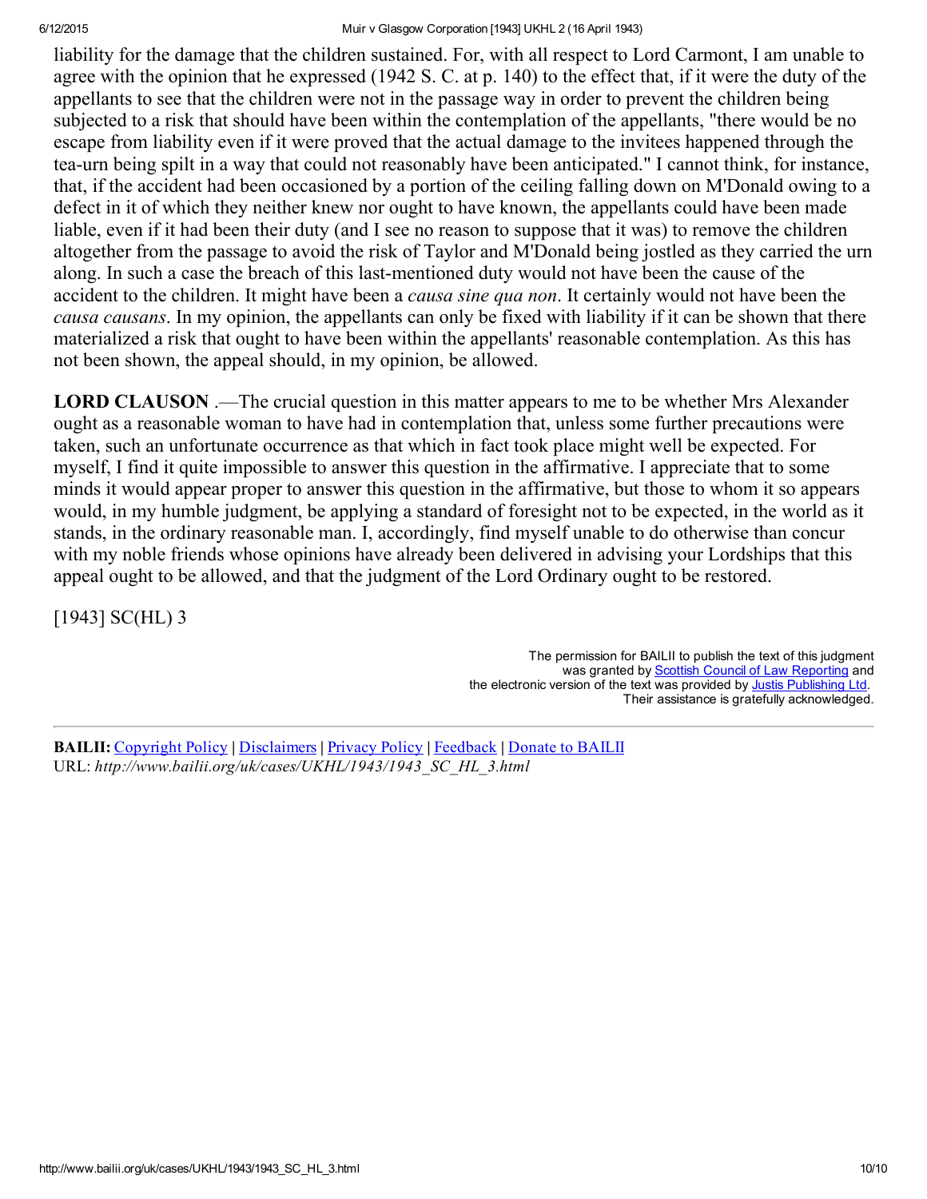liability for the damage that the children sustained. For, with all respect to Lord Carmont, I am unable to agree with the opinion that he expressed (1942 S. C. at p. 140) to the effect that, if it were the duty of the appellants to see that the children were not in the passage way in order to prevent the children being subjected to a risk that should have been within the contemplation of the appellants, "there would be no escape from liability even if it were proved that the actual damage to the invitees happened through the tea-urn being spilt in a way that could not reasonably have been anticipated." I cannot think, for instance, that, if the accident had been occasioned by a portion of the ceiling falling down on M'Donald owing to a defect in it of which they neither knew nor ought to have known, the appellants could have been made liable, even if it had been their duty (and I see no reason to suppose that it was) to remove the children altogether from the passage to avoid the risk of Taylor and M'Donald being jostled as they carried the urn along. In such a case the breach of this last-mentioned duty would not have been the cause of the accident to the children. It might have been a *causa sine qua non*. It certainly would not have been the *causa causans*. In my opinion, the appellants can only be fixed with liability if it can be shown that there materialized a risk that ought to have been within the appellants' reasonable contemplation. As this has not been shown, the appeal should, in my opinion, be allowed.

**LORD CLAUSON** .—The crucial question in this matter appears to me to be whether Mrs Alexander ought as a reasonable woman to have had in contemplation that, unless some further precautions were taken, such an unfortunate occurrence as that which in fact took place might well be expected. For myself, I find it quite impossible to answer this question in the affirmative. I appreciate that to some minds it would appear proper to answer this question in the affirmative, but those to whom it so appears would, in my humble judgment, be applying a standard of foresight not to be expected, in the world as it stands, in the ordinary reasonable man. I, accordingly, find myself unable to do otherwise than concur with my noble friends whose opinions have already been delivered in advising your Lordships that this appeal ought to be allowed, and that the judgment of the Lord Ordinary ought to be restored.

[1943] SC(HL) 3

The permission for BAILII to publish the text of this judgment was granted by Scottish Council of Law Reporting and the electronic version of the text was provided by Justis Publishing Ltd. Their assistance is gratefully acknowledged.

**BAILII:** Copyright Policy | Disclaimers | Privacy Policy | Feedback | Donate to BAILII
URL: *http://www.bailii.org/uk/cases/UKHL/1943/1943_SC_HL_3.html*